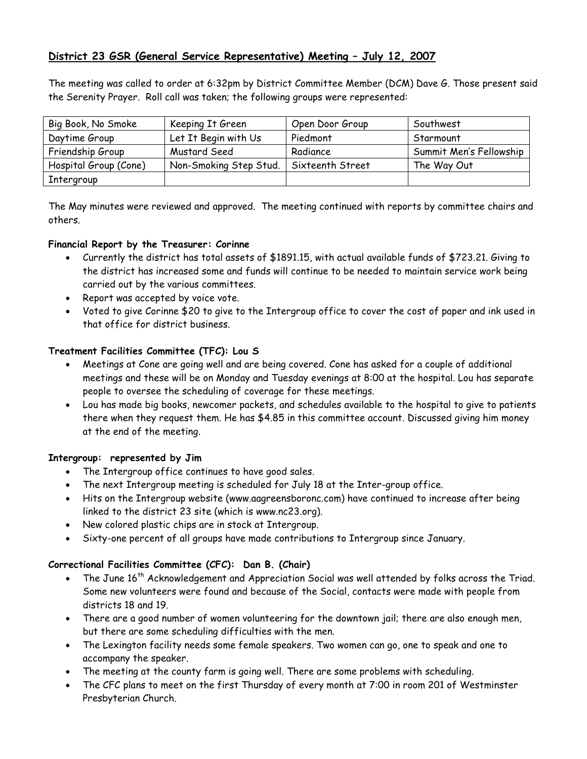## District 23 GSR (General Service Representative) Meeting – July 12, 2007

The meeting was called to order at 6:32pm by District Committee Member (DCM) Dave G. Those present said the Serenity Prayer. Roll call was taken; the following groups were represented:

| Big Book, No Smoke | Keeping It Green | Open Door Group | Southwest |
|---|---|---|---|
| Daytime Group | Let It Begin with Us | Piedmont | Starmount |
| Friendship Group | Mustard Seed | Radiance | Summit Men's Fellowship |
| Hospital Group (Cone) | Non-Smoking Step Stud. | Sixteenth Street | The Way Out |
| Intergroup | | | |

The May minutes were reviewed and approved. The meeting continued with reports by committee chairs and others.

**Financial Report by the Treasurer: Corinne**

- Currently the district has total assets of $1891.15, with actual available funds of $723.21. Giving to the district has increased some and funds will continue to be needed to maintain service work being carried out by the various committees.
- Report was accepted by voice vote.
- Voted to give Corinne $20 to give to the Intergroup office to cover the cost of paper and ink used in that office for district business.

**Treatment Facilities Committee (TFC): Lou S**

- Meetings at Cone are going well and are being covered. Cone has asked for a couple of additional meetings and these will be on Monday and Tuesday evenings at 8:00 at the hospital. Lou has separate people to oversee the scheduling of coverage for these meetings.
- Lou has made big books, newcomer packets, and schedules available to the hospital to give to patients there when they request them. He has $4.85 in this committee account. Discussed giving him money at the end of the meeting.

**Intergroup: represented by Jim**

- The Intergroup office continues to have good sales.
- The next Intergroup meeting is scheduled for July 18 at the Inter-group office.
- Hits on the Intergroup website (www.aagreensboronc.com) have continued to increase after being linked to the district 23 site (which is www.nc23.org).
- New colored plastic chips are in stock at Intergroup.
- Sixty-one percent of all groups have made contributions to Intergroup since January.

**Correctional Facilities Committee (CFC): Dan B. (Chair)**

- The June 16th Acknowledgement and Appreciation Social was well attended by folks across the Triad. Some new volunteers were found and because of the Social, contacts were made with people from districts 18 and 19.
- There are a good number of women volunteering for the downtown jail; there are also enough men, but there are some scheduling difficulties with the men.
- The Lexington facility needs some female speakers. Two women can go, one to speak and one to accompany the speaker.
- The meeting at the county farm is going well. There are some problems with scheduling.
- The CFC plans to meet on the first Thursday of every month at 7:00 in room 201 of Westminster Presbyterian Church.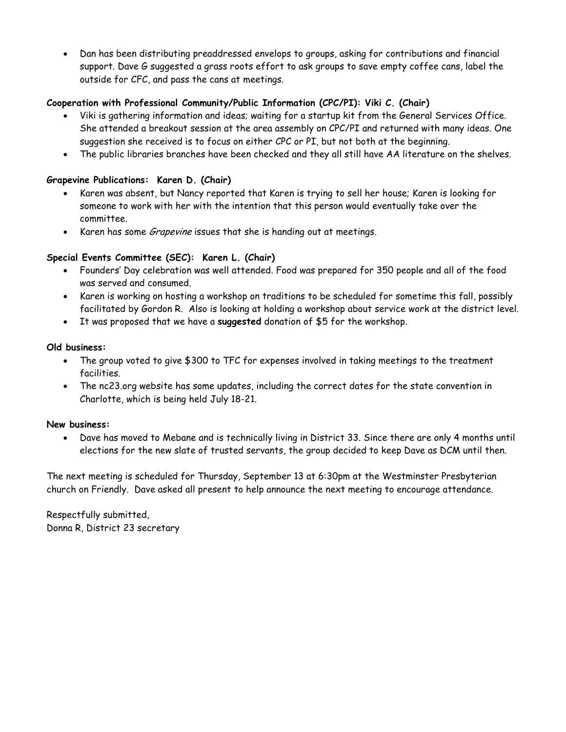- Dan has been distributing preaddressed envelops to groups, asking for contributions and financial support. Dave G suggested a grass roots effort to ask groups to save empty coffee cans, label the outside for CFC, and pass the cans at meetings.

**Cooperation with Professional Community/Public Information (CPC/PI): Viki C. (Chair)**

- Viki is gathering information and ideas; waiting for a startup kit from the General Services Office. She attended a breakout session at the area assembly on CPC/PI and returned with many ideas. One suggestion she received is to focus on either CPC or PI, but not both at the beginning.
- The public libraries branches have been checked and they all still have AA literature on the shelves.

**Grapevine Publications: Karen D. (Chair)**

- Karen was absent, but Nancy reported that Karen is trying to sell her house; Karen is looking for someone to work with her with the intention that this person would eventually take over the committee.
- Karen has some *Grapevine* issues that she is handing out at meetings.

**Special Events Committee (SEC): Karen L. (Chair)**

- Founders' Day celebration was well attended. Food was prepared for 350 people and all of the food was served and consumed.
- Karen is working on hosting a workshop on traditions to be scheduled for sometime this fall, possibly facilitated by Gordon R. Also is looking at holding a workshop about service work at the district level.
- It was proposed that we have a **suggested** donation of $5 for the workshop.

**Old business:**

- The group voted to give $300 to TFC for expenses involved in taking meetings to the treatment facilities.
- The nc23.org website has some updates, including the correct dates for the state convention in Charlotte, which is being held July 18-21.

**New business:**

- Dave has moved to Mebane and is technically living in District 33. Since there are only 4 months until elections for the new slate of trusted servants, the group decided to keep Dave as DCM until then.

The next meeting is scheduled for Thursday, September 13 at 6:30pm at the Westminster Presbyterian church on Friendly. Dave asked all present to help announce the next meeting to encourage attendance.

Respectfully submitted,
Donna R, District 23 secretary